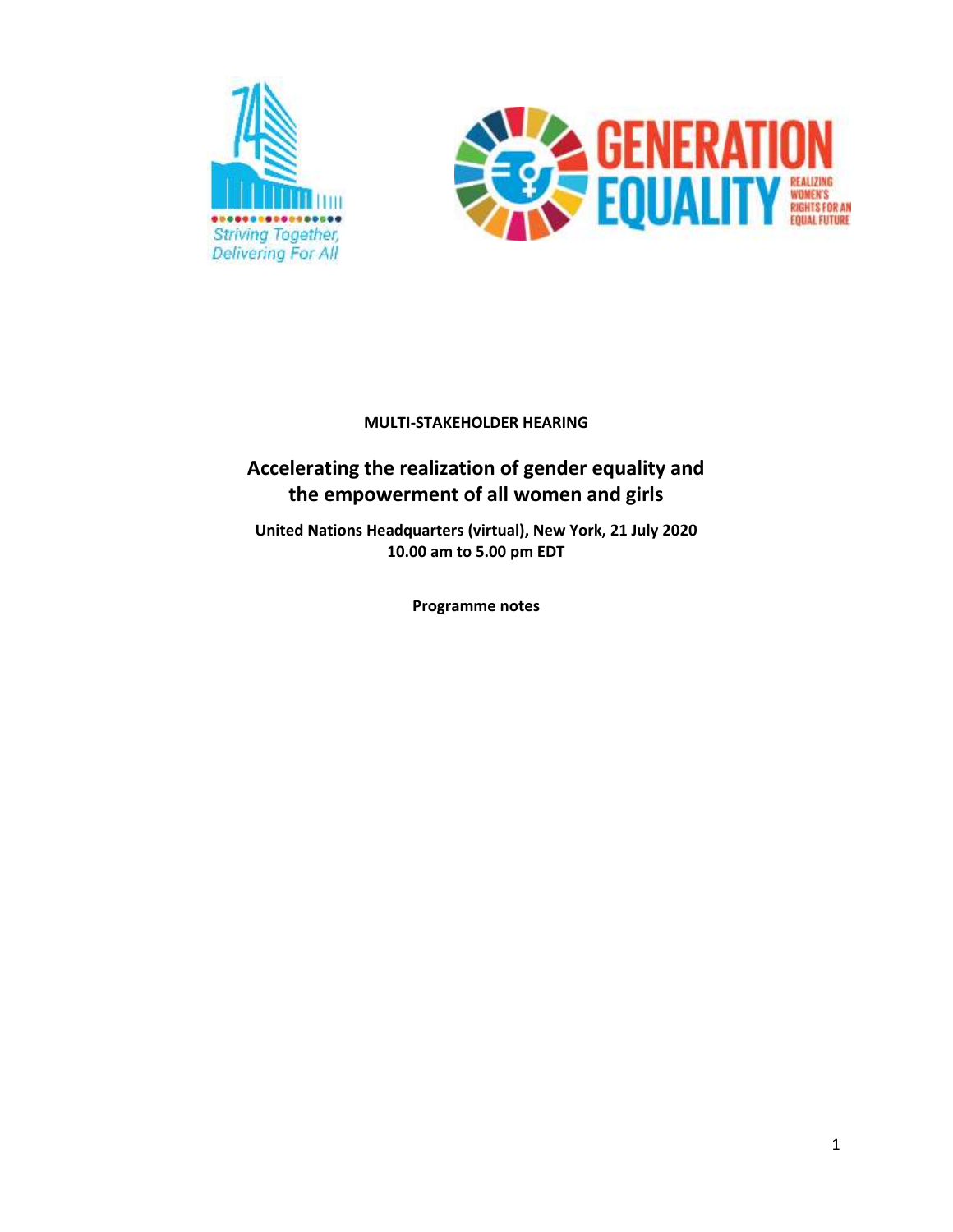**MULTI-STAKEHOLDER HEARING**

# Accelerating the realization of gender equality and the empowerment of all women and girls

**United Nations Headquarters (virtual), New York, 21 July 2020**
**10.00 am to 5.00 pm EDT**

**Programme notes**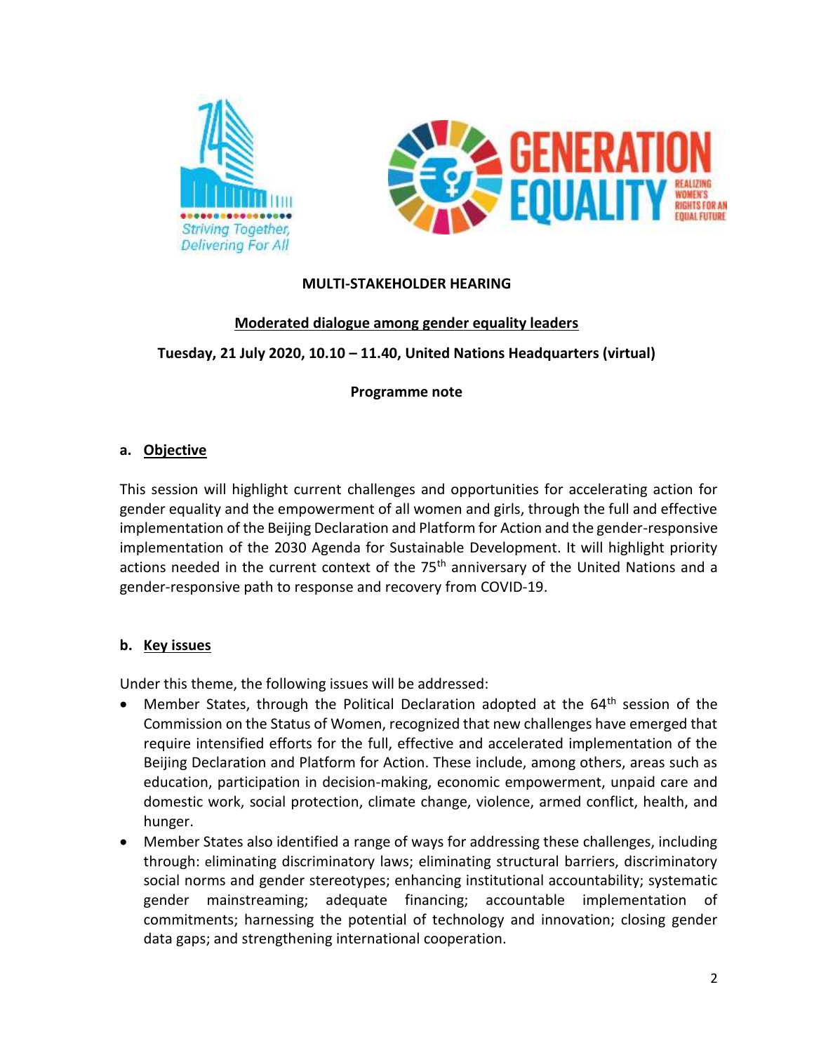**MULTI-STAKEHOLDER HEARING**

**Moderated dialogue among gender equality leaders**

**Tuesday, 21 July 2020, 10.10 – 11.40, United Nations Headquarters (virtual)**

**Programme note**

## a. Objective

This session will highlight current challenges and opportunities for accelerating action for gender equality and the empowerment of all women and girls, through the full and effective implementation of the Beijing Declaration and Platform for Action and the gender-responsive implementation of the 2030 Agenda for Sustainable Development. It will highlight priority actions needed in the current context of the 75th anniversary of the United Nations and a gender-responsive path to response and recovery from COVID-19.

## b. Key issues

Under this theme, the following issues will be addressed:

- Member States, through the Political Declaration adopted at the 64th session of the Commission on the Status of Women, recognized that new challenges have emerged that require intensified efforts for the full, effective and accelerated implementation of the Beijing Declaration and Platform for Action. These include, among others, areas such as education, participation in decision-making, economic empowerment, unpaid care and domestic work, social protection, climate change, violence, armed conflict, health, and hunger.
- Member States also identified a range of ways for addressing these challenges, including through: eliminating discriminatory laws; eliminating structural barriers, discriminatory social norms and gender stereotypes; enhancing institutional accountability; systematic gender mainstreaming; adequate financing; accountable implementation of commitments; harnessing the potential of technology and innovation; closing gender data gaps; and strengthening international cooperation.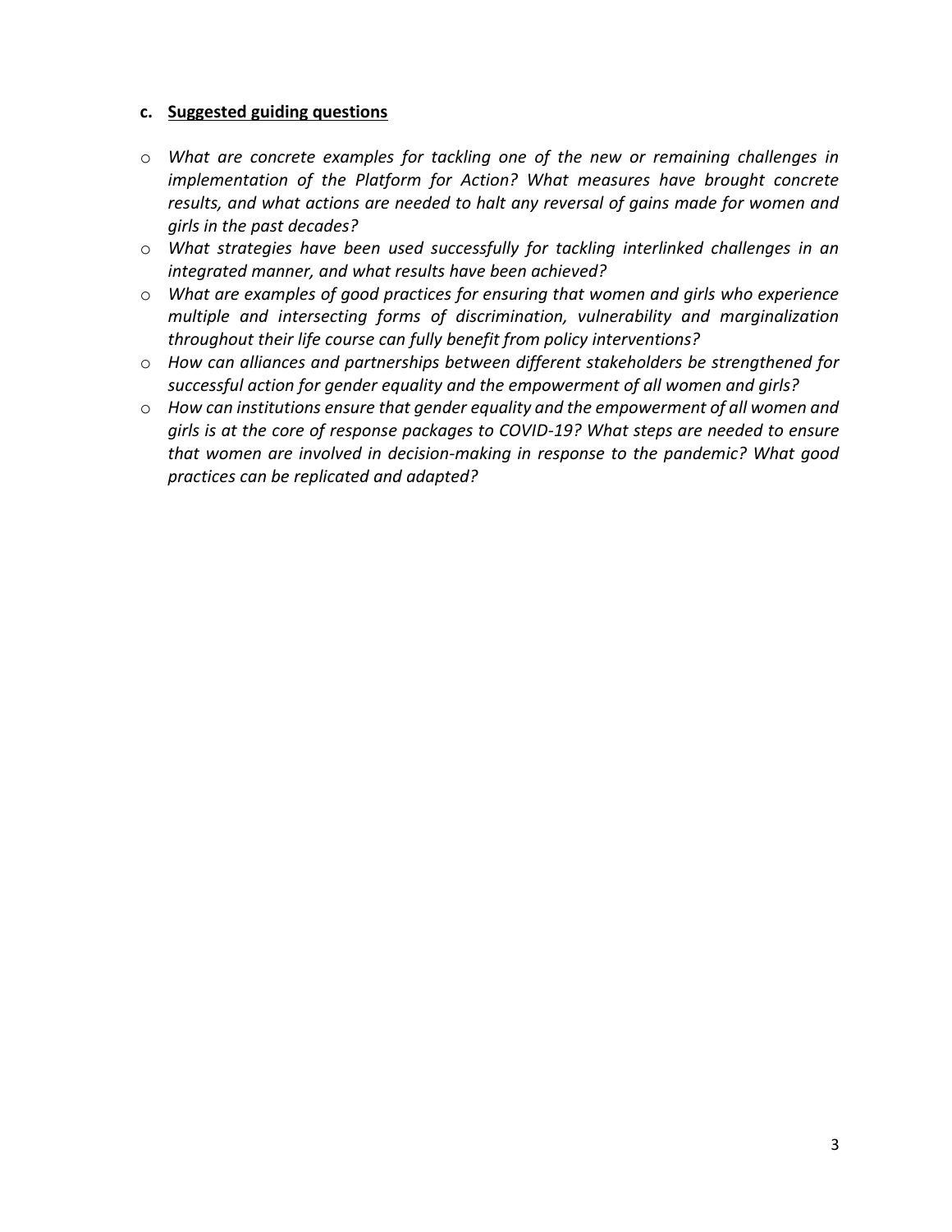### c. Suggested guiding questions

- *What are concrete examples for tackling one of the new or remaining challenges in implementation of the Platform for Action? What measures have brought concrete results, and what actions are needed to halt any reversal of gains made for women and girls in the past decades?*
- *What strategies have been used successfully for tackling interlinked challenges in an integrated manner, and what results have been achieved?*
- *What are examples of good practices for ensuring that women and girls who experience multiple and intersecting forms of discrimination, vulnerability and marginalization throughout their life course can fully benefit from policy interventions?*
- *How can alliances and partnerships between different stakeholders be strengthened for successful action for gender equality and the empowerment of all women and girls?*
- *How can institutions ensure that gender equality and the empowerment of all women and girls is at the core of response packages to COVID-19? What steps are needed to ensure that women are involved in decision-making in response to the pandemic? What good practices can be replicated and adapted?*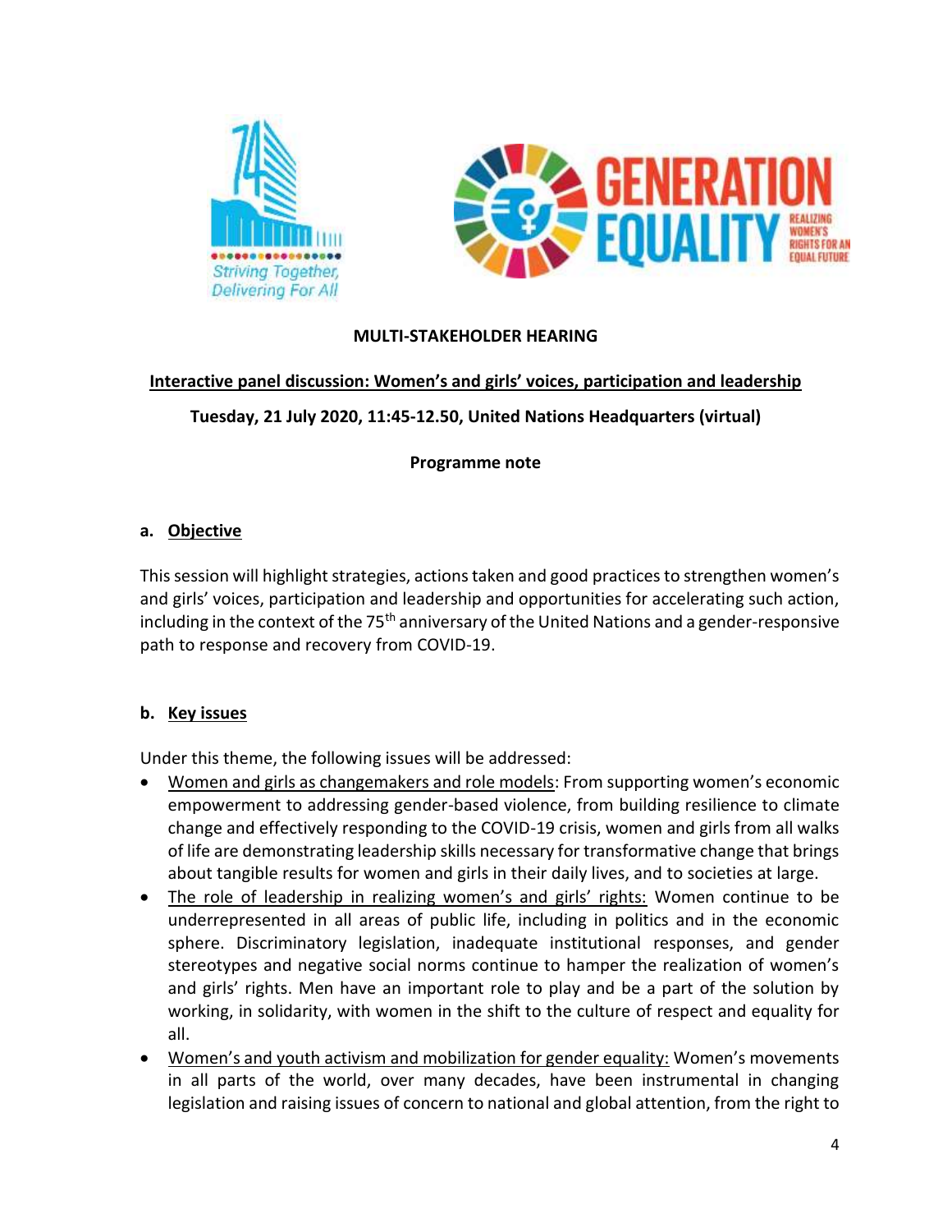**MULTI-STAKEHOLDER HEARING**

**Interactive panel discussion: Women's and girls' voices, participation and leadership**

**Tuesday, 21 July 2020, 11:45-12.50, United Nations Headquarters (virtual)**

**Programme note**

## a. Objective

This session will highlight strategies, actions taken and good practices to strengthen women's and girls' voices, participation and leadership and opportunities for accelerating such action, including in the context of the 75th anniversary of the United Nations and a gender-responsive path to response and recovery from COVID-19.

## b. Key issues

Under this theme, the following issues will be addressed:

- Women and girls as changemakers and role models: From supporting women's economic empowerment to addressing gender-based violence, from building resilience to climate change and effectively responding to the COVID-19 crisis, women and girls from all walks of life are demonstrating leadership skills necessary for transformative change that brings about tangible results for women and girls in their daily lives, and to societies at large.
- The role of leadership in realizing women's and girls' rights: Women continue to be underrepresented in all areas of public life, including in politics and in the economic sphere. Discriminatory legislation, inadequate institutional responses, and gender stereotypes and negative social norms continue to hamper the realization of women's and girls' rights. Men have an important role to play and be a part of the solution by working, in solidarity, with women in the shift to the culture of respect and equality for all.
- Women's and youth activism and mobilization for gender equality: Women's movements in all parts of the world, over many decades, have been instrumental in changing legislation and raising issues of concern to national and global attention, from the right to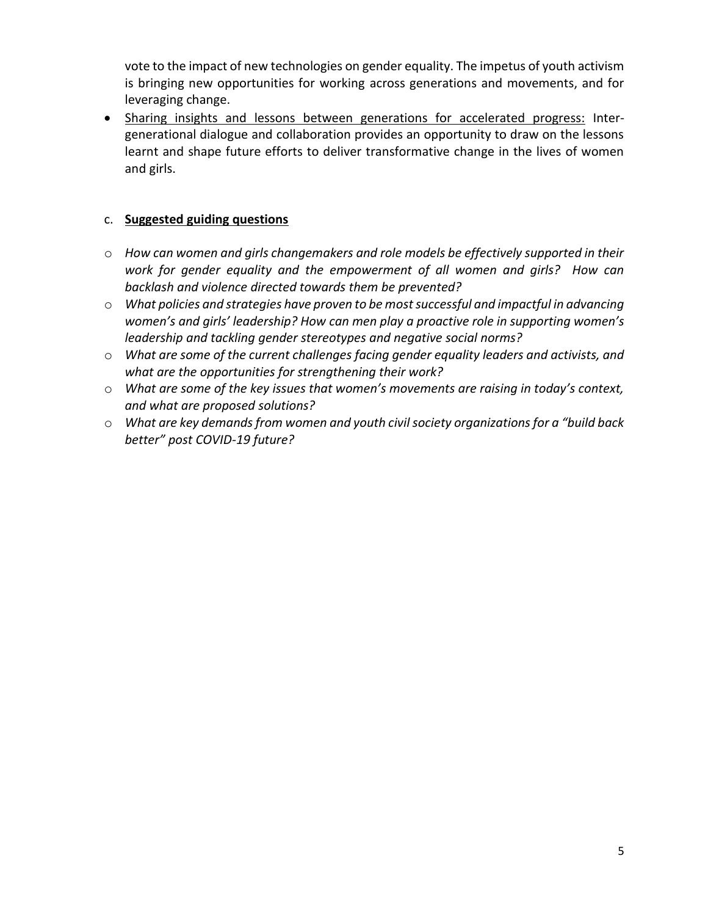vote to the impact of new technologies on gender equality. The impetus of youth activism is bringing new opportunities for working across generations and movements, and for leveraging change.

- <u>Sharing insights and lessons between generations for accelerated progress:</u> Inter-generational dialogue and collaboration provides an opportunity to draw on the lessons learnt and shape future efforts to deliver transformative change in the lives of women and girls.

c. **<u>Suggested guiding questions</u>**

- *How can women and girls changemakers and role models be effectively supported in their work for gender equality and the empowerment of all women and girls? How can backlash and violence directed towards them be prevented?*
- *What policies and strategies have proven to be most successful and impactful in advancing women's and girls' leadership? How can men play a proactive role in supporting women's leadership and tackling gender stereotypes and negative social norms?*
- *What are some of the current challenges facing gender equality leaders and activists, and what are the opportunities for strengthening their work?*
- *What are some of the key issues that women's movements are raising in today's context, and what are proposed solutions?*
- *What are key demands from women and youth civil society organizations for a "build back better" post COVID-19 future?*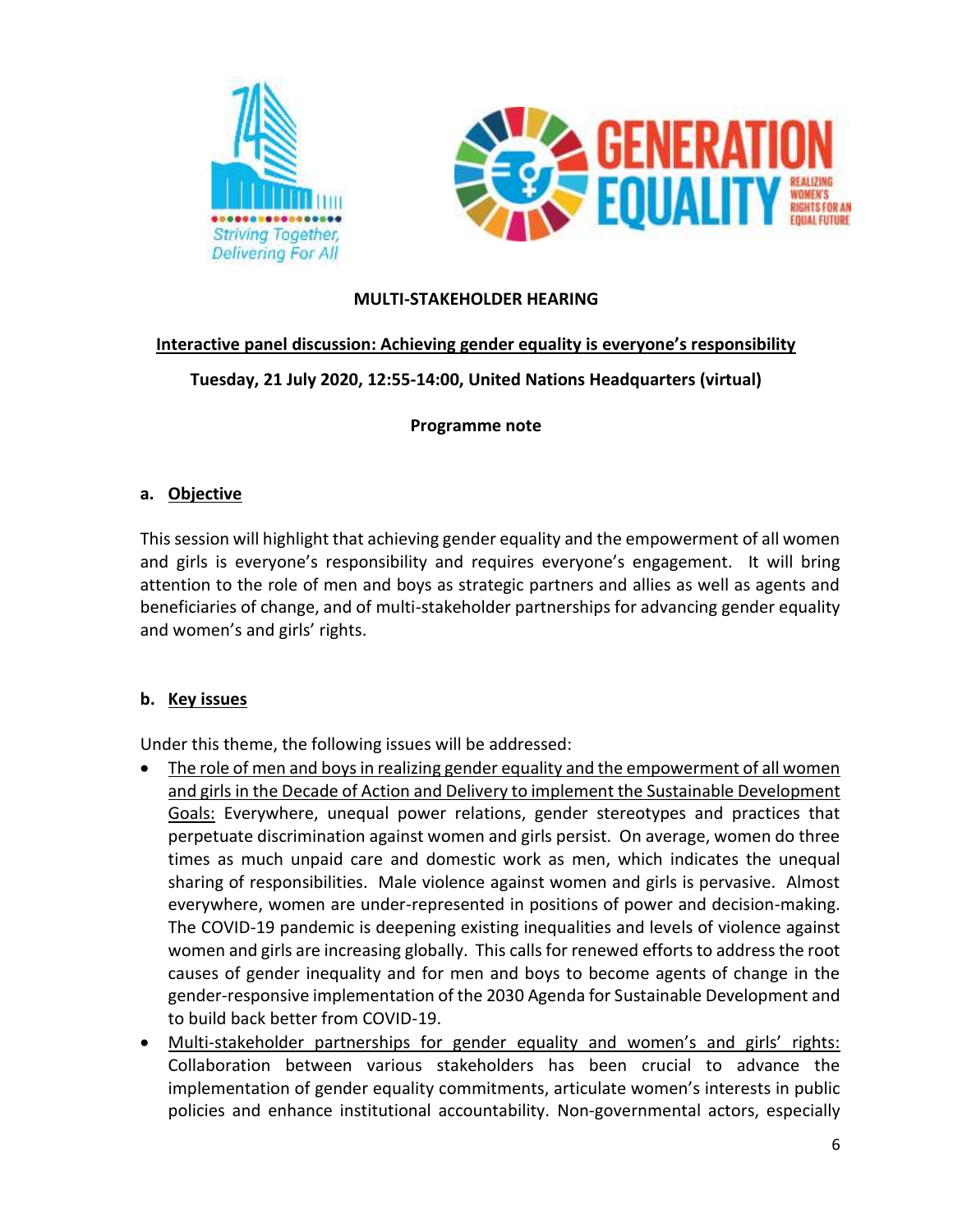**MULTI-STAKEHOLDER HEARING**

**Interactive panel discussion: Achieving gender equality is everyone's responsibility**

**Tuesday, 21 July 2020, 12:55-14:00, United Nations Headquarters (virtual)**

**Programme note**

## a. Objective

This session will highlight that achieving gender equality and the empowerment of all women and girls is everyone's responsibility and requires everyone's engagement. It will bring attention to the role of men and boys as strategic partners and allies as well as agents and beneficiaries of change, and of multi-stakeholder partnerships for advancing gender equality and women's and girls' rights.

## b. Key issues

Under this theme, the following issues will be addressed:

- The role of men and boys in realizing gender equality and the empowerment of all women and girls in the Decade of Action and Delivery to implement the Sustainable Development Goals: Everywhere, unequal power relations, gender stereotypes and practices that perpetuate discrimination against women and girls persist. On average, women do three times as much unpaid care and domestic work as men, which indicates the unequal sharing of responsibilities. Male violence against women and girls is pervasive. Almost everywhere, women are under-represented in positions of power and decision-making. The COVID-19 pandemic is deepening existing inequalities and levels of violence against women and girls are increasing globally. This calls for renewed efforts to address the root causes of gender inequality and for men and boys to become agents of change in the gender-responsive implementation of the 2030 Agenda for Sustainable Development and to build back better from COVID-19.
- Multi-stakeholder partnerships for gender equality and women's and girls' rights: Collaboration between various stakeholders has been crucial to advance the implementation of gender equality commitments, articulate women's interests in public policies and enhance institutional accountability. Non-governmental actors, especially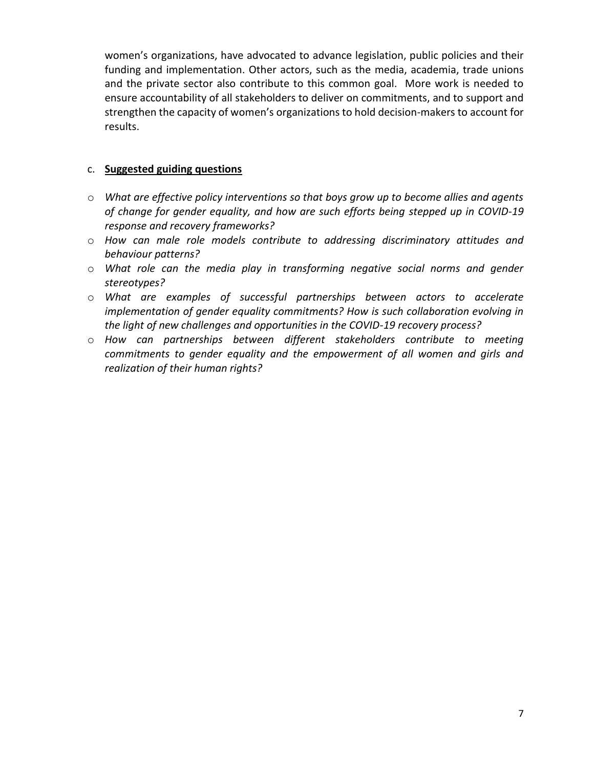women's organizations, have advocated to advance legislation, public policies and their funding and implementation. Other actors, such as the media, academia, trade unions and the private sector also contribute to this common goal. More work is needed to ensure accountability of all stakeholders to deliver on commitments, and to support and strengthen the capacity of women's organizations to hold decision-makers to account for results.

### c. **Suggested guiding questions**

- *What are effective policy interventions so that boys grow up to become allies and agents of change for gender equality, and how are such efforts being stepped up in COVID-19 response and recovery frameworks?*
- *How can male role models contribute to addressing discriminatory attitudes and behaviour patterns?*
- *What role can the media play in transforming negative social norms and gender stereotypes?*
- *What are examples of successful partnerships between actors to accelerate implementation of gender equality commitments? How is such collaboration evolving in the light of new challenges and opportunities in the COVID-19 recovery process?*
- *How can partnerships between different stakeholders contribute to meeting commitments to gender equality and the empowerment of all women and girls and realization of their human rights?*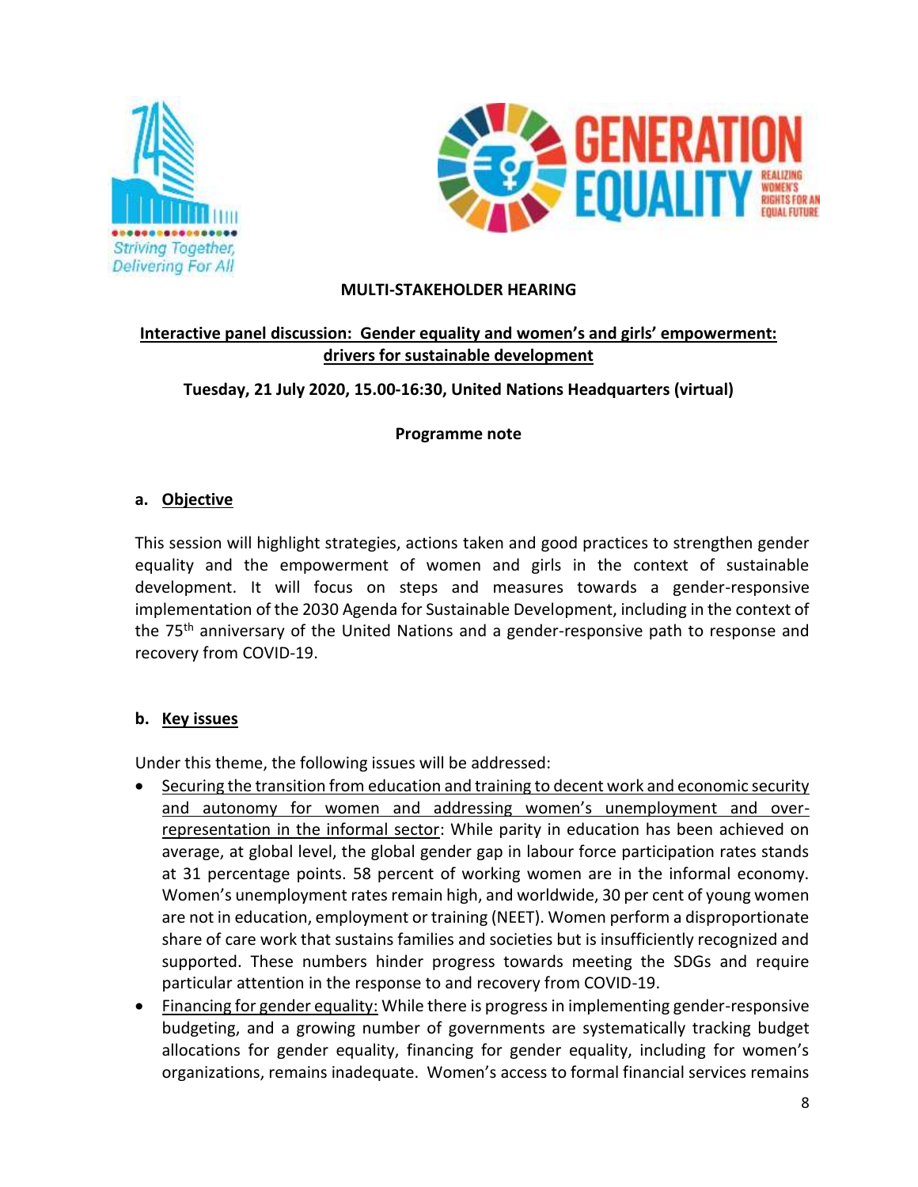**MULTI-STAKEHOLDER HEARING**

**Interactive panel discussion: Gender equality and women's and girls' empowerment: drivers for sustainable development**

**Tuesday, 21 July 2020, 15.00-16:30, United Nations Headquarters (virtual)**

**Programme note**

**a. Objective**

This session will highlight strategies, actions taken and good practices to strengthen gender equality and the empowerment of women and girls in the context of sustainable development. It will focus on steps and measures towards a gender-responsive implementation of the 2030 Agenda for Sustainable Development, including in the context of the 75th anniversary of the United Nations and a gender-responsive path to response and recovery from COVID-19.

**b. Key issues**

Under this theme, the following issues will be addressed:

- Securing the transition from education and training to decent work and economic security and autonomy for women and addressing women's unemployment and over-representation in the informal sector: While parity in education has been achieved on average, at global level, the global gender gap in labour force participation rates stands at 31 percentage points. 58 percent of working women are in the informal economy. Women's unemployment rates remain high, and worldwide, 30 per cent of young women are not in education, employment or training (NEET). Women perform a disproportionate share of care work that sustains families and societies but is insufficiently recognized and supported. These numbers hinder progress towards meeting the SDGs and require particular attention in the response to and recovery from COVID-19.
- Financing for gender equality: While there is progress in implementing gender-responsive budgeting, and a growing number of governments are systematically tracking budget allocations for gender equality, financing for gender equality, including for women's organizations, remains inadequate. Women's access to formal financial services remains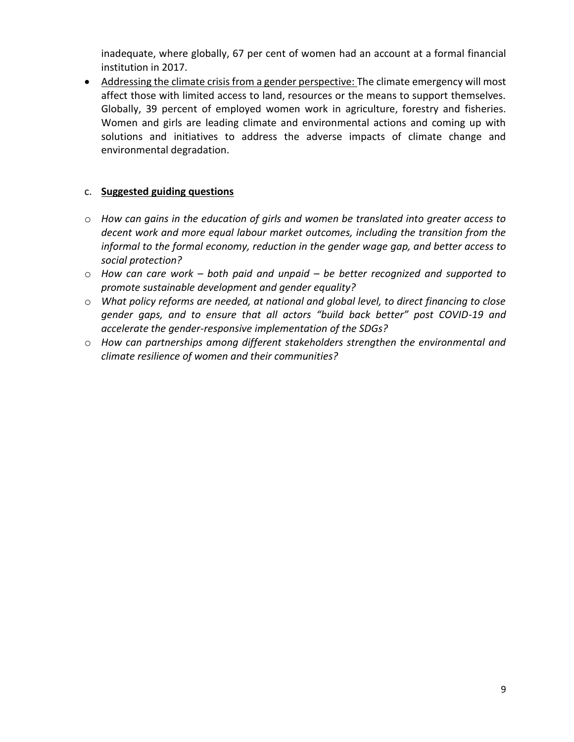inadequate, where globally, 67 per cent of women had an account at a formal financial institution in 2017.

- Addressing the climate crisis from a gender perspective: The climate emergency will most affect those with limited access to land, resources or the means to support themselves. Globally, 39 percent of employed women work in agriculture, forestry and fisheries. Women and girls are leading climate and environmental actions and coming up with solutions and initiatives to address the adverse impacts of climate change and environmental degradation.

c. **Suggested guiding questions**

- *How can gains in the education of girls and women be translated into greater access to decent work and more equal labour market outcomes, including the transition from the informal to the formal economy, reduction in the gender wage gap, and better access to social protection?*
- *How can care work – both paid and unpaid – be better recognized and supported to promote sustainable development and gender equality?*
- *What policy reforms are needed, at national and global level, to direct financing to close gender gaps, and to ensure that all actors "build back better" post COVID-19 and accelerate the gender-responsive implementation of the SDGs?*
- *How can partnerships among different stakeholders strengthen the environmental and climate resilience of women and their communities?*